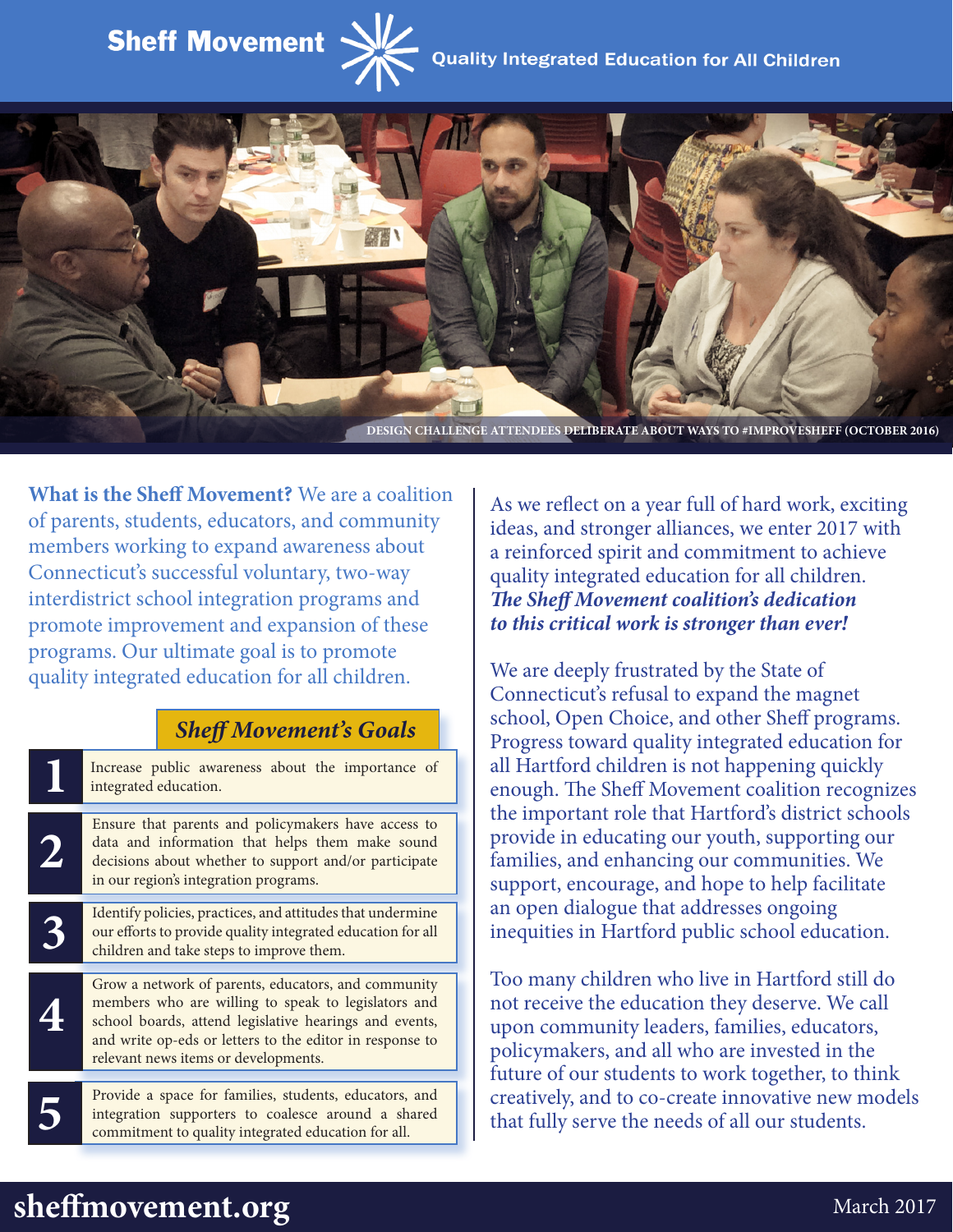# Sheff Movement

Quality Integrated Education for All Children

DESIGN CHALLENGE ATTENDEES DELIBERATE ABOUT WAYS TO #IMPROVESHEFF (OCTOBER 2016)

**What is the Sheff Movement?** We are a coalition of parents, students, educators, and community members working to expand awareness about Connecticut's successful voluntary, two-way interdistrict school integration programs and promote improvement and expansion of these programs. Our ultimate goal is to promote quality integrated education for all children.

## *Sheff Movement's Goals*

1. Increase public awareness about the importance of integrated education.
2. Ensure that parents and policymakers have access to data and information that helps them make sound decisions about whether to support and/or participate in our region's integration programs.
3. Identify policies, practices, and attitudes that undermine our efforts to provide quality integrated education for all children and take steps to improve them.
4. Grow a network of parents, educators, and community members who are willing to speak to legislators and school boards, attend legislative hearings and events, and write op-eds or letters to the editor in response to relevant news items or developments.
5. Provide a space for families, students, educators, and integration supporters to coalesce around a shared commitment to quality integrated education for all.

As we reflect on a year full of hard work, exciting ideas, and stronger alliances, we enter 2017 with a reinforced spirit and commitment to achieve quality integrated education for all children. ***The Sheff Movement coalition's dedication to this critical work is stronger than ever!***

We are deeply frustrated by the State of Connecticut's refusal to expand the magnet school, Open Choice, and other Sheff programs. Progress toward quality integrated education for all Hartford children is not happening quickly enough. The Sheff Movement coalition recognizes the important role that Hartford's district schools provide in educating our youth, supporting our families, and enhancing our communities. We support, encourage, and hope to help facilitate an open dialogue that addresses ongoing inequities in Hartford public school education.

Too many children who live in Hartford still do not receive the education they deserve. We call upon community leaders, families, educators, policymakers, and all who are invested in the future of our students to work together, to think creatively, and to co-create innovative new models that fully serve the needs of all our students.

**sheffmovement.org** March 2017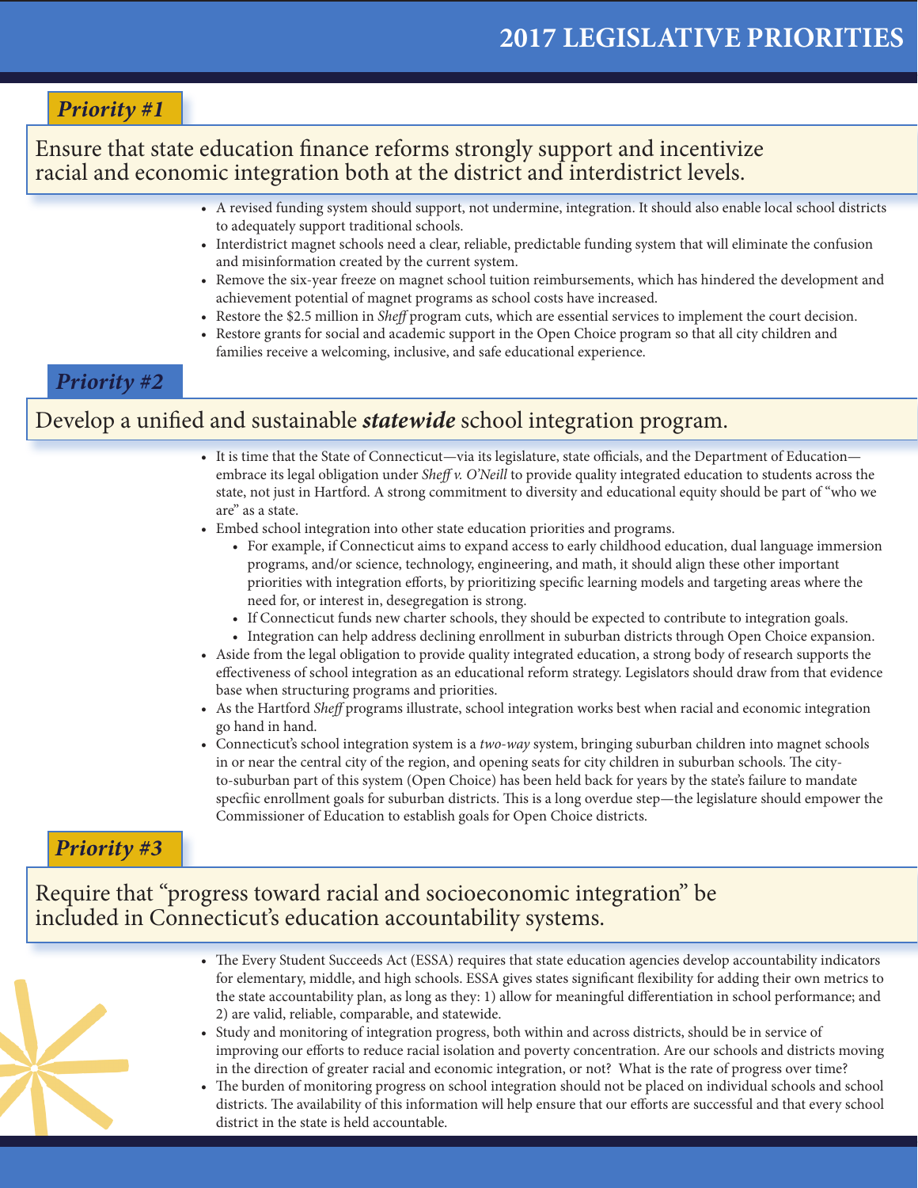# 2017 LEGISLATIVE PRIORITIES

## *Priority #1*

### Ensure that state education finance reforms strongly support and incentivize racial and economic integration both at the district and interdistrict levels.

- A revised funding system should support, not undermine, integration. It should also enable local school districts to adequately support traditional schools.
- Interdistrict magnet schools need a clear, reliable, predictable funding system that will eliminate the confusion and misinformation created by the current system.
- Remove the six-year freeze on magnet school tuition reimbursements, which has hindered the development and achievement potential of magnet programs as school costs have increased.
- Restore the $2.5 million in *Sheff* program cuts, which are essential services to implement the court decision.
- Restore grants for social and academic support in the Open Choice program so that all city children and families receive a welcoming, inclusive, and safe educational experience.

## *Priority #2*

### Develop a unified and sustainable ***statewide*** school integration program.

- It is time that the State of Connecticut—via its legislature, state officials, and the Department of Education—embrace its legal obligation under *Sheff v. O'Neill* to provide quality integrated education to students across the state, not just in Hartford. A strong commitment to diversity and educational equity should be part of "who we are" as a state.
- Embed school integration into other state education priorities and programs.
  - For example, if Connecticut aims to expand access to early childhood education, dual language immersion programs, and/or science, technology, engineering, and math, it should align these other important priorities with integration efforts, by prioritizing specific learning models and targeting areas where the need for, or interest in, desegregation is strong.
  - If Connecticut funds new charter schools, they should be expected to contribute to integration goals.
  - Integration can help address declining enrollment in suburban districts through Open Choice expansion.
- Aside from the legal obligation to provide quality integrated education, a strong body of research supports the effectiveness of school integration as an educational reform strategy. Legislators should draw from that evidence base when structuring programs and priorities.
- As the Hartford *Sheff* programs illustrate, school integration works best when racial and economic integration go hand in hand.
- Connecticut's school integration system is a *two-way* system, bringing suburban children into magnet schools in or near the central city of the region, and opening seats for city children in suburban schools. The city-to-suburban part of this system (Open Choice) has been held back for years by the state's failure to mandate specfiic enrollment goals for suburban districts. This is a long overdue step—the legislature should empower the Commissioner of Education to establish goals for Open Choice districts.

## *Priority #3*

### Require that "progress toward racial and socioeconomic integration" be included in Connecticut's education accountability systems.

- The Every Student Succeeds Act (ESSA) requires that state education agencies develop accountability indicators for elementary, middle, and high schools. ESSA gives states significant flexibility for adding their own metrics to the state accountability plan, as long as they: 1) allow for meaningful differentiation in school performance; and 2) are valid, reliable, comparable, and statewide.
- Study and monitoring of integration progress, both within and across districts, should be in service of improving our efforts to reduce racial isolation and poverty concentration. Are our schools and districts moving in the direction of greater racial and economic integration, or not? What is the rate of progress over time?
- The burden of monitoring progress on school integration should not be placed on individual schools and school districts. The availability of this information will help ensure that our efforts are successful and that every school district in the state is held accountable.